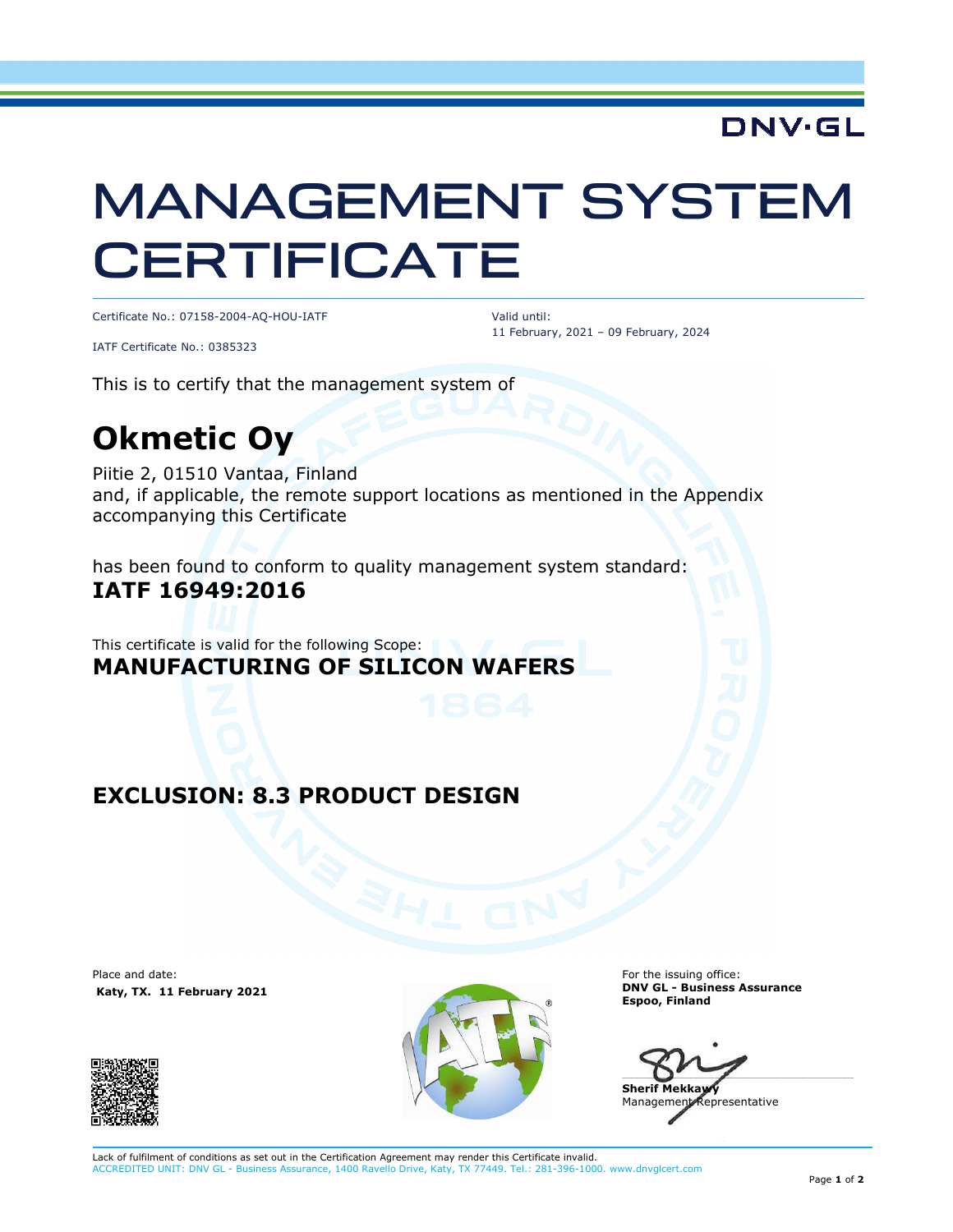DNV·GL

# MANAGEMENT SYSTEM CERTIFICATE

Certificate No.: 07158-2004-AQ-HOU-IATF

IATF Certificate No.: 0385323

Valid until:
11 February, 2021 – 09 February, 2024

This is to certify that the management system of

## Okmetic Oy

Piitie 2, 01510 Vantaa, Finland
and, if applicable, the remote support locations as mentioned in the Appendix accompanying this Certificate

has been found to conform to quality management system standard:
**IATF 16949:2016**

This certificate is valid for the following Scope:
**MANUFACTURING OF SILICON WAFERS**

**EXCLUSION: 8.3 PRODUCT DESIGN**

Place and date:
**Katy, TX. 11 February 2021**

For the issuing office:
**DNV GL - Business Assurance**
**Espoo, Finland**

**Sherif Mekkawy**
Management Representative

Lack of fulfilment of conditions as set out in the Certification Agreement may render this Certificate invalid.
ACCREDITED UNIT: DNV GL - Business Assurance, 1400 Ravello Drive, Katy, TX 77449. Tel.: 281-396-1000. www.dnvglcert.com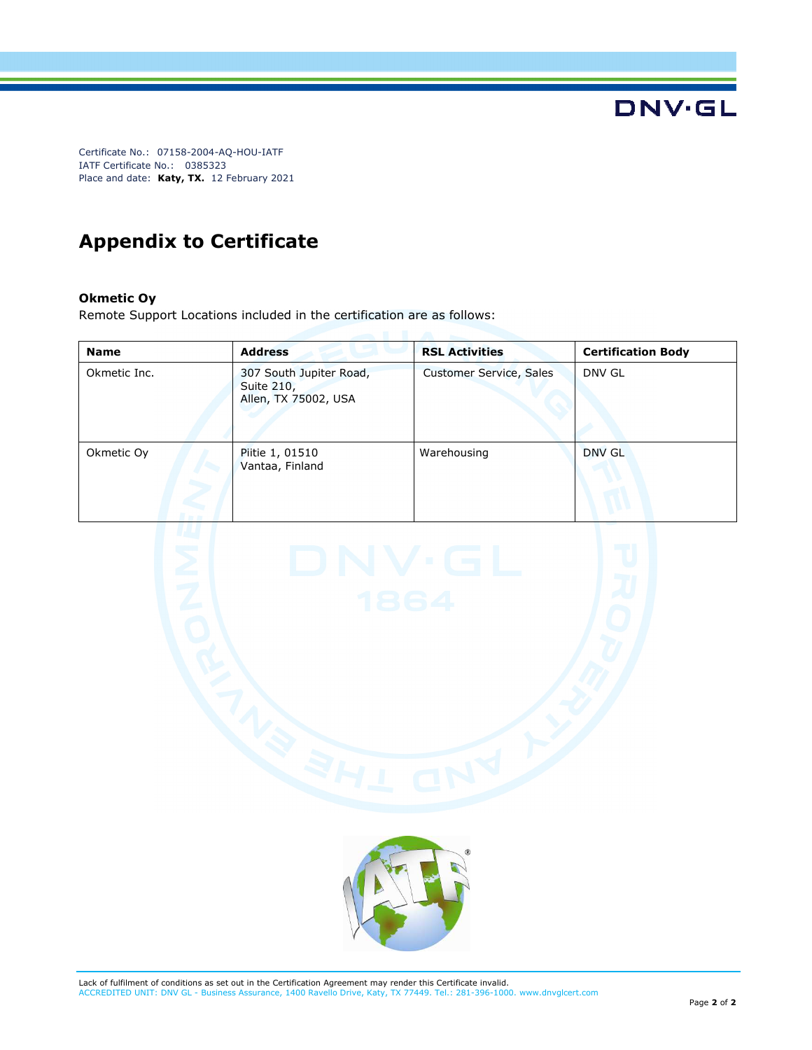Certificate No.: 07158-2004-AQ-HOU-IATF
IATF Certificate No.: 0385323
Place and date: **Katy, TX.** 12 February 2021

# Appendix to Certificate

**Okmetic Oy**

Remote Support Locations included in the certification are as follows:

| Name | Address | RSL Activities | Certification Body |
|---|---|---|---|
| Okmetic Inc. | 307 South Jupiter Road, Suite 210, Allen, TX 75002, USA | Customer Service, Sales | DNV GL |
| Okmetic Oy | Piitie 1, 01510 Vantaa, Finland | Warehousing | DNV GL |

Lack of fulfilment of conditions as set out in the Certification Agreement may render this Certificate invalid.
ACCREDITED UNIT: DNV GL - Business Assurance, 1400 Ravello Drive, Katy, TX 77449. Tel.: 281-396-1000. www.dnvglcert.com